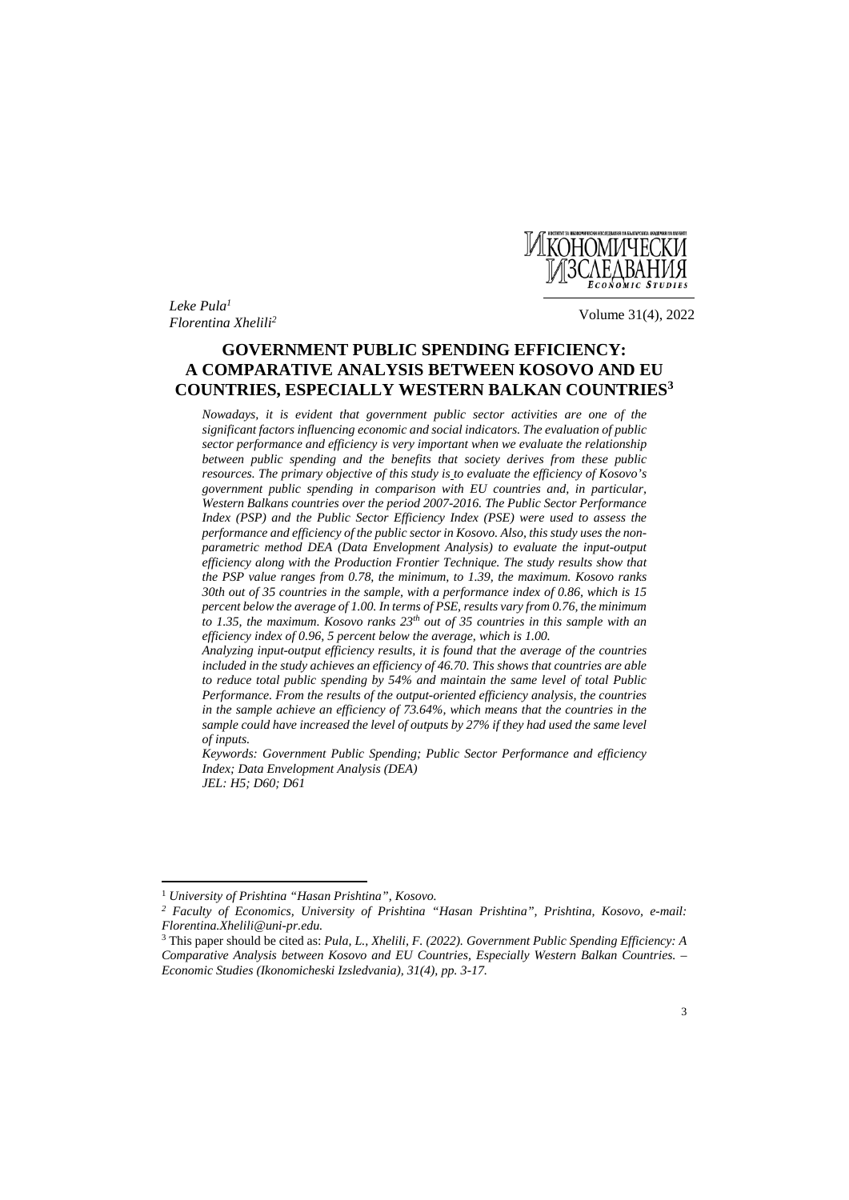*Leke Pula*[1]
*Florentina Xhelili*[2]

# GOVERNMENT PUBLIC SPENDING EFFICIENCY: A COMPARATIVE ANALYSIS BETWEEN KOSOVO AND EU COUNTRIES, ESPECIALLY WESTERN BALKAN COUNTRIES[3]

*Nowadays, it is evident that government public sector activities are one of the significant factors influencing economic and social indicators. The evaluation of public sector performance and efficiency is very important when we evaluate the relationship between public spending and the benefits that society derives from these public resources. The primary objective of this study is to evaluate the efficiency of Kosovo's government public spending in comparison with EU countries and, in particular, Western Balkans countries over the period 2007-2016. The Public Sector Performance Index (PSP) and the Public Sector Efficiency Index (PSE) were used to assess the performance and efficiency of the public sector in Kosovo. Also, this study uses the non-parametric method DEA (Data Envelopment Analysis) to evaluate the input-output efficiency along with the Production Frontier Technique. The study results show that the PSP value ranges from 0.78, the minimum, to 1.39, the maximum. Kosovo ranks 30th out of 35 countries in the sample, with a performance index of 0.86, which is 15 percent below the average of 1.00. In terms of PSE, results vary from 0.76, the minimum to 1.35, the maximum. Kosovo ranks 23th out of 35 countries in this sample with an efficiency index of 0.96, 5 percent below the average, which is 1.00.*

*Analyzing input-output efficiency results, it is found that the average of the countries included in the study achieves an efficiency of 46.70. This shows that countries are able to reduce total public spending by 54% and maintain the same level of total Public Performance. From the results of the output-oriented efficiency analysis, the countries in the sample achieve an efficiency of 73.64%, which means that the countries in the sample could have increased the level of outputs by 27% if they had used the same level of inputs.*

*Keywords: Government Public Spending; Public Sector Performance and efficiency Index; Data Envelopment Analysis (DEA)*

*JEL: H5; D60; D61*

---

[1] *University of Prishtina "Hasan Prishtina", Kosovo.*

[2] *Faculty of Economics, University of Prishtina "Hasan Prishtina", Prishtina, Kosovo, e-mail: Florentina.Xhelili@uni-pr.edu.*

[3] This paper should be cited as: *Pula, L., Xhelili, F. (2022). Government Public Spending Efficiency: A Comparative Analysis between Kosovo and EU Countries, Especially Western Balkan Countries. – Economic Studies (Ikonomicheski Izsledvania), 31(4), pp. 3-17.*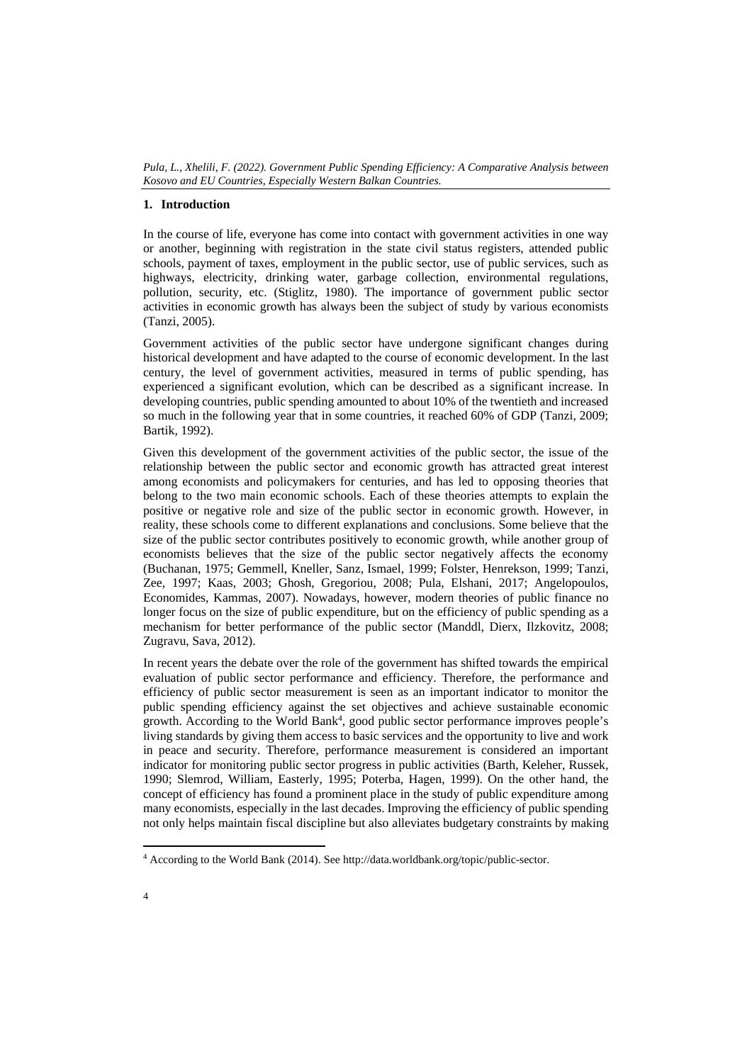## 1. Introduction

In the course of life, everyone has come into contact with government activities in one way or another, beginning with registration in the state civil status registers, attended public schools, payment of taxes, employment in the public sector, use of public services, such as highways, electricity, drinking water, garbage collection, environmental regulations, pollution, security, etc. (Stiglitz, 1980). The importance of government public sector activities in economic growth has always been the subject of study by various economists (Tanzi, 2005).

Government activities of the public sector have undergone significant changes during historical development and have adapted to the course of economic development. In the last century, the level of government activities, measured in terms of public spending, has experienced a significant evolution, which can be described as a significant increase. In developing countries, public spending amounted to about 10% of the twentieth and increased so much in the following year that in some countries, it reached 60% of GDP (Tanzi, 2009; Bartik, 1992).

Given this development of the government activities of the public sector, the issue of the relationship between the public sector and economic growth has attracted great interest among economists and policymakers for centuries, and has led to opposing theories that belong to the two main economic schools. Each of these theories attempts to explain the positive or negative role and size of the public sector in economic growth. However, in reality, these schools come to different explanations and conclusions. Some believe that the size of the public sector contributes positively to economic growth, while another group of economists believes that the size of the public sector negatively affects the economy (Buchanan, 1975; Gemmell, Kneller, Sanz, Ismael, 1999; Folster, Henrekson, 1999; Tanzi, Zee, 1997; Kaas, 2003; Ghosh, Gregoriou, 2008; Pula, Elshani, 2017; Angelopoulos, Economides, Kammas, 2007). Nowadays, however, modern theories of public finance no longer focus on the size of public expenditure, but on the efficiency of public spending as a mechanism for better performance of the public sector (Manddl, Dierx, Ilzkovitz, 2008; Zugravu, Sava, 2012).

In recent years the debate over the role of the government has shifted towards the empirical evaluation of public sector performance and efficiency. Therefore, the performance and efficiency of public sector measurement is seen as an important indicator to monitor the public spending efficiency against the set objectives and achieve sustainable economic growth. According to the World Bank[4], good public sector performance improves people's living standards by giving them access to basic services and the opportunity to live and work in peace and security. Therefore, performance measurement is considered an important indicator for monitoring public sector progress in public activities (Barth, Keleher, Russek, 1990; Slemrod, William, Easterly, 1995; Poterba, Hagen, 1999). On the other hand, the concept of efficiency has found a prominent place in the study of public expenditure among many economists, especially in the last decades. Improving the efficiency of public spending not only helps maintain fiscal discipline but also alleviates budgetary constraints by making

[4] According to the World Bank (2014). See http://data.worldbank.org/topic/public-sector.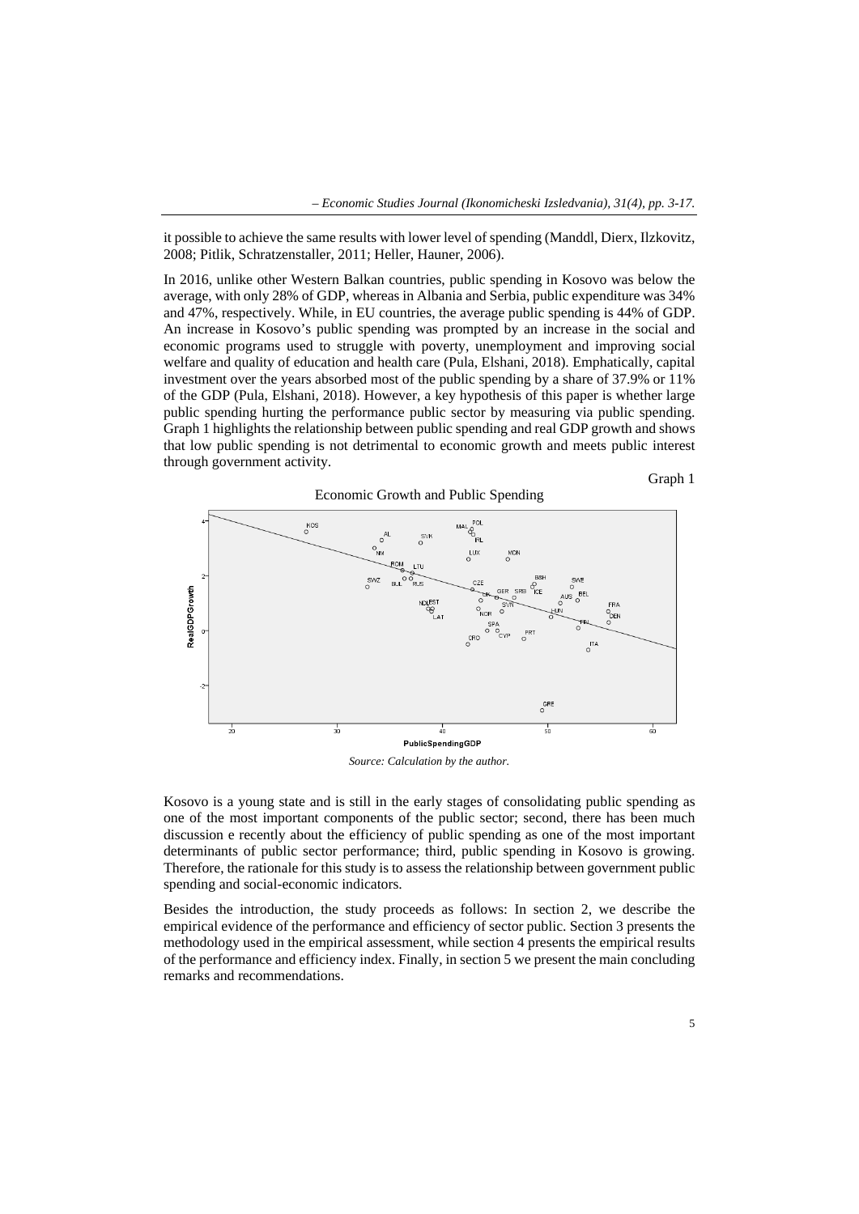it possible to achieve the same results with lower level of spending (Manddl, Dierx, Ilzkovitz, 2008; Pitlik, Schratzenstaller, 2011; Heller, Hauner, 2006).

In 2016, unlike other Western Balkan countries, public spending in Kosovo was below the average, with only 28% of GDP, whereas in Albania and Serbia, public expenditure was 34% and 47%, respectively. While, in EU countries, the average public spending is 44% of GDP. An increase in Kosovo's public spending was prompted by an increase in the social and economic programs used to struggle with poverty, unemployment and improving social welfare and quality of education and health care (Pula, Elshani, 2018). Emphatically, capital investment over the years absorbed most of the public spending by a share of 37.9% or 11% of the GDP (Pula, Elshani, 2018). However, a key hypothesis of this paper is whether large public spending hurting the performance public sector by measuring via public spending. Graph 1 highlights the relationship between public spending and real GDP growth and shows that low public spending is not detrimental to economic growth and meets public interest through government activity.

Graph 1

Economic Growth and Public Spending

*Source: Calculation by the author.*

Kosovo is a young state and is still in the early stages of consolidating public spending as one of the most important components of the public sector; second, there has been much discussion e recently about the efficiency of public spending as one of the most important determinants of public sector performance; third, public spending in Kosovo is growing. Therefore, the rationale for this study is to assess the relationship between government public spending and social-economic indicators.

Besides the introduction, the study proceeds as follows: In section 2, we describe the empirical evidence of the performance and efficiency of sector public. Section 3 presents the methodology used in the empirical assessment, while section 4 presents the empirical results of the performance and efficiency index. Finally, in section 5 we present the main concluding remarks and recommendations.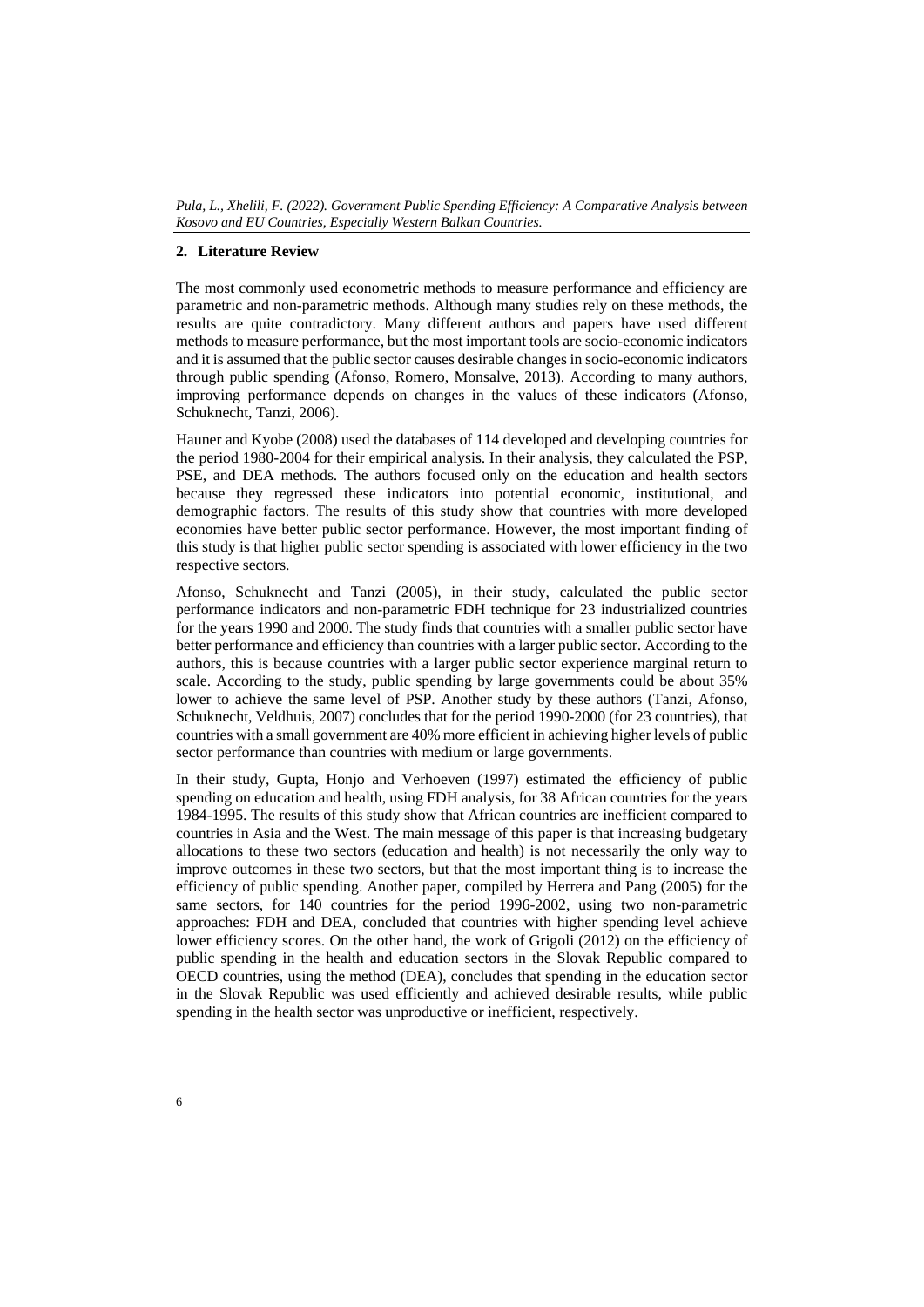## 2. Literature Review

The most commonly used econometric methods to measure performance and efficiency are parametric and non-parametric methods. Although many studies rely on these methods, the results are quite contradictory. Many different authors and papers have used different methods to measure performance, but the most important tools are socio-economic indicators and it is assumed that the public sector causes desirable changes in socio-economic indicators through public spending (Afonso, Romero, Monsalve, 2013). According to many authors, improving performance depends on changes in the values of these indicators (Afonso, Schuknecht, Tanzi, 2006).

Hauner and Kyobe (2008) used the databases of 114 developed and developing countries for the period 1980-2004 for their empirical analysis. In their analysis, they calculated the PSP, PSE, and DEA methods. The authors focused only on the education and health sectors because they regressed these indicators into potential economic, institutional, and demographic factors. The results of this study show that countries with more developed economies have better public sector performance. However, the most important finding of this study is that higher public sector spending is associated with lower efficiency in the two respective sectors.

Afonso, Schuknecht and Tanzi (2005), in their study, calculated the public sector performance indicators and non-parametric FDH technique for 23 industrialized countries for the years 1990 and 2000. The study finds that countries with a smaller public sector have better performance and efficiency than countries with a larger public sector. According to the authors, this is because countries with a larger public sector experience marginal return to scale. According to the study, public spending by large governments could be about 35% lower to achieve the same level of PSP. Another study by these authors (Tanzi, Afonso, Schuknecht, Veldhuis, 2007) concludes that for the period 1990-2000 (for 23 countries), that countries with a small government are 40% more efficient in achieving higher levels of public sector performance than countries with medium or large governments.

In their study, Gupta, Honjo and Verhoeven (1997) estimated the efficiency of public spending on education and health, using FDH analysis, for 38 African countries for the years 1984-1995. The results of this study show that African countries are inefficient compared to countries in Asia and the West. The main message of this paper is that increasing budgetary allocations to these two sectors (education and health) is not necessarily the only way to improve outcomes in these two sectors, but that the most important thing is to increase the efficiency of public spending. Another paper, compiled by Herrera and Pang (2005) for the same sectors, for 140 countries for the period 1996-2002, using two non-parametric approaches: FDH and DEA, concluded that countries with higher spending level achieve lower efficiency scores. On the other hand, the work of Grigoli (2012) on the efficiency of public spending in the health and education sectors in the Slovak Republic compared to OECD countries, using the method (DEA), concludes that spending in the education sector in the Slovak Republic was used efficiently and achieved desirable results, while public spending in the health sector was unproductive or inefficient, respectively.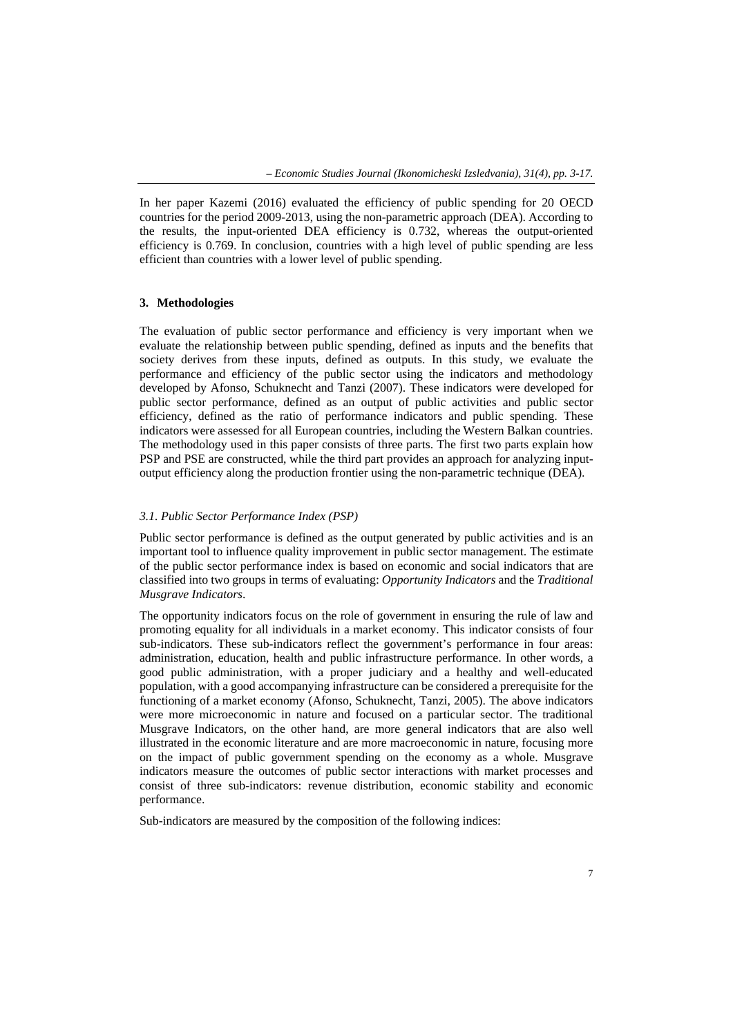In her paper Kazemi (2016) evaluated the efficiency of public spending for 20 OECD countries for the period 2009-2013, using the non-parametric approach (DEA). According to the results, the input-oriented DEA efficiency is 0.732, whereas the output-oriented efficiency is 0.769. In conclusion, countries with a high level of public spending are less efficient than countries with a lower level of public spending.

## 3. Methodologies

The evaluation of public sector performance and efficiency is very important when we evaluate the relationship between public spending, defined as inputs and the benefits that society derives from these inputs, defined as outputs. In this study, we evaluate the performance and efficiency of the public sector using the indicators and methodology developed by Afonso, Schuknecht and Tanzi (2007). These indicators were developed for public sector performance, defined as an output of public activities and public sector efficiency, defined as the ratio of performance indicators and public spending. These indicators were assessed for all European countries, including the Western Balkan countries. The methodology used in this paper consists of three parts. The first two parts explain how PSP and PSE are constructed, while the third part provides an approach for analyzing input-output efficiency along the production frontier using the non-parametric technique (DEA).

### *3.1. Public Sector Performance Index (PSP)*

Public sector performance is defined as the output generated by public activities and is an important tool to influence quality improvement in public sector management. The estimate of the public sector performance index is based on economic and social indicators that are classified into two groups in terms of evaluating: *Opportunity Indicators* and the *Traditional Musgrave Indicators*.

The opportunity indicators focus on the role of government in ensuring the rule of law and promoting equality for all individuals in a market economy. This indicator consists of four sub-indicators. These sub-indicators reflect the government's performance in four areas: administration, education, health and public infrastructure performance. In other words, a good public administration, with a proper judiciary and a healthy and well-educated population, with a good accompanying infrastructure can be considered a prerequisite for the functioning of a market economy (Afonso, Schuknecht, Tanzi, 2005). The above indicators were more microeconomic in nature and focused on a particular sector. The traditional Musgrave Indicators, on the other hand, are more general indicators that are also well illustrated in the economic literature and are more macroeconomic in nature, focusing more on the impact of public government spending on the economy as a whole. Musgrave indicators measure the outcomes of public sector interactions with market processes and consist of three sub-indicators: revenue distribution, economic stability and economic performance.

Sub-indicators are measured by the composition of the following indices: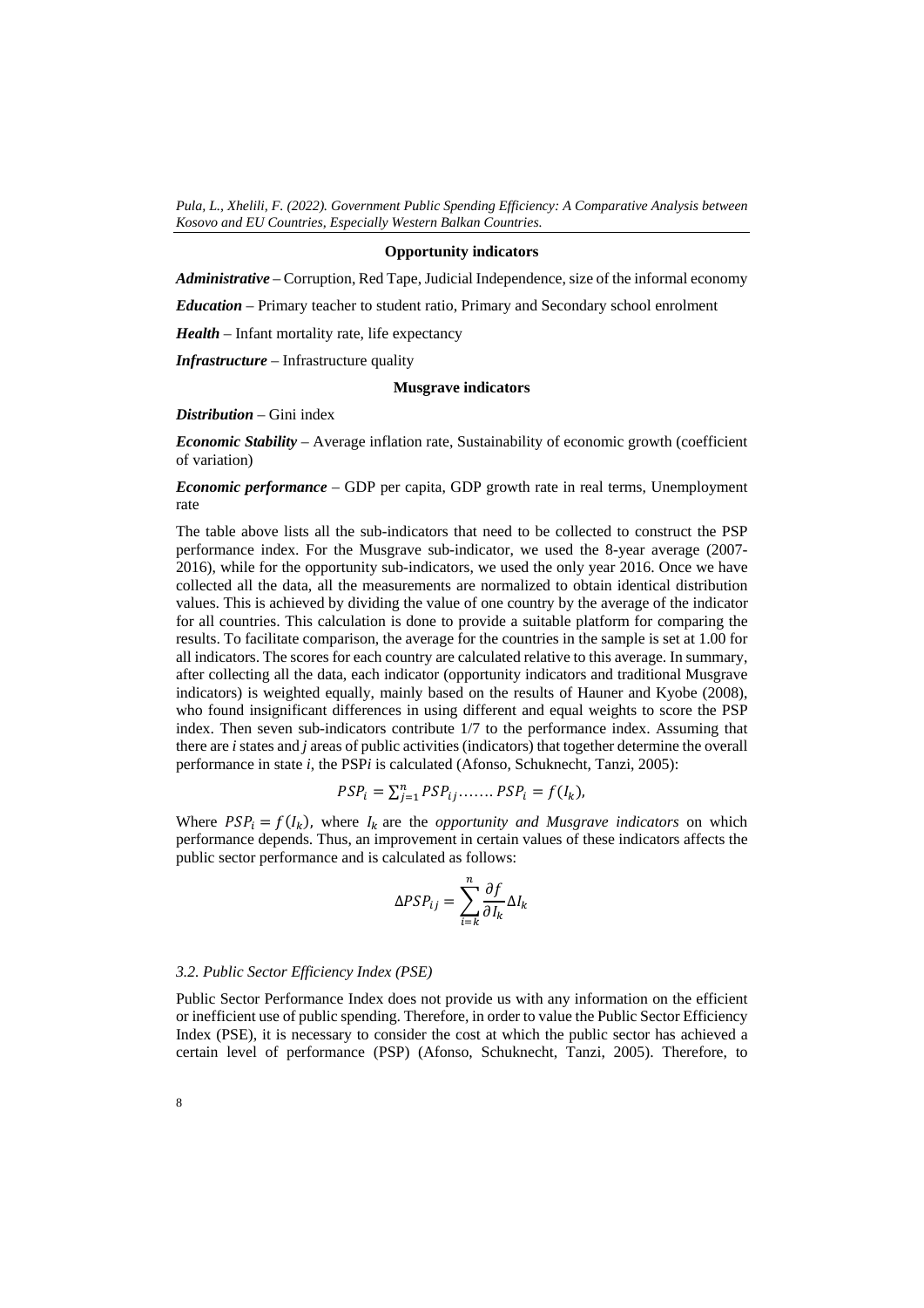**Opportunity indicators**

***Administrative*** – Corruption, Red Tape, Judicial Independence, size of the informal economy

***Education*** – Primary teacher to student ratio, Primary and Secondary school enrolment

***Health*** – Infant mortality rate, life expectancy

***Infrastructure*** – Infrastructure quality

**Musgrave indicators**

***Distribution*** – Gini index

***Economic Stability*** – Average inflation rate, Sustainability of economic growth (coefficient of variation)

***Economic performance*** – GDP per capita, GDP growth rate in real terms, Unemployment rate

The table above lists all the sub-indicators that need to be collected to construct the PSP performance index. For the Musgrave sub-indicator, we used the 8-year average (2007-2016), while for the opportunity sub-indicators, we used the only year 2016. Once we have collected all the data, all the measurements are normalized to obtain identical distribution values. This is achieved by dividing the value of one country by the average of the indicator for all countries. This calculation is done to provide a suitable platform for comparing the results. To facilitate comparison, the average for the countries in the sample is set at 1.00 for all indicators. The scores for each country are calculated relative to this average. In summary, after collecting all the data, each indicator (opportunity indicators and traditional Musgrave indicators) is weighted equally, mainly based on the results of Hauner and Kyobe (2008), who found insignificant differences in using different and equal weights to score the PSP index. Then seven sub-indicators contribute 1/7 to the performance index. Assuming that there are *i* states and *j* areas of public activities (indicators) that together determine the overall performance in state *i*, the PSP*i* is calculated (Afonso, Schuknecht, Tanzi, 2005):

$$PSP_i = \sum_{j=1}^{n} PSP_{ij} \ldots\ldots PSP_i = f(I_k),$$

Where $PSP_i = f(I_k)$, where $I_k$ are the *opportunity and Musgrave indicators* on which performance depends. Thus, an improvement in certain values of these indicators affects the public sector performance and is calculated as follows:

$$\Delta PSP_{ij} = \sum_{i=k}^{n} \frac{\partial f}{\partial I_k} \Delta I_k$$

### *3.2. Public Sector Efficiency Index (PSE)*

Public Sector Performance Index does not provide us with any information on the efficient or inefficient use of public spending. Therefore, in order to value the Public Sector Efficiency Index (PSE), it is necessary to consider the cost at which the public sector has achieved a certain level of performance (PSP) (Afonso, Schuknecht, Tanzi, 2005). Therefore, to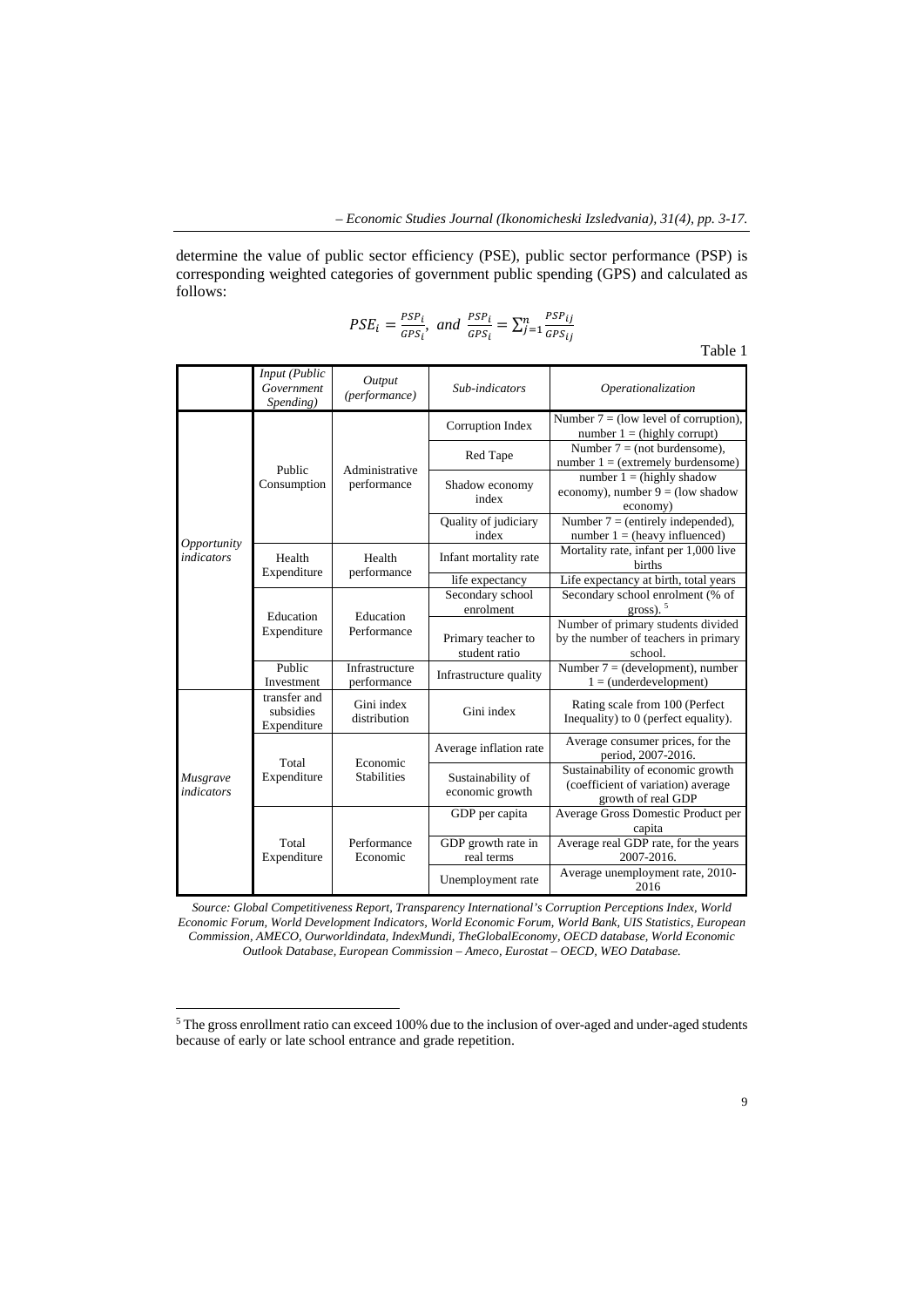determine the value of public sector efficiency (PSE), public sector performance (PSP) is corresponding weighted categories of government public spending (GPS) and calculated as follows:

$$PSE_i = \frac{PSP_i}{GPS_i}, \text{ and } \frac{PSP_i}{GPS_i} = \sum_{j=1}^{n} \frac{PSP_{ij}}{GPS_{ij}}$$

Table 1

| | *Input (Public Government Spending)* | *Output (performance)* | *Sub-indicators* | *Operationalization* |
|---|---|---|---|---|
| *Opportunity indicators* | Public Consumption | Administrative performance | Corruption Index | Number 7 = (low level of corruption), number 1 = (highly corrupt) |
| | | | Red Tape | Number 7 = (not burdensome), number 1 = (extremely burdensome) |
| | | | Shadow economy index | number 1 = (highly shadow economy), number 9 = (low shadow economy) |
| | | | Quality of judiciary index | Number 7 = (entirely independed), number 1 = (heavy influenced) |
| | Health Expenditure | Health performance | Infant mortality rate | Mortality rate, infant per 1,000 live births |
| | | | life expectancy | Life expectancy at birth, total years |
| | Education Expenditure | Education Performance | Secondary school enrolment | Secondary school enrolment (% of gross). [5] |
| | | | Primary teacher to student ratio | Number of primary students divided by the number of teachers in primary school. |
| | Public Investment | Infrastructure performance | Infrastructure quality | Number 7 = (development), number 1 = (underdevelopment) |
| *Musgrave indicators* | transfer and subsidies Expenditure | Gini index distribution | Gini index | Rating scale from 100 (Perfect Inequality) to 0 (perfect equality). |
| | Total Expenditure | Economic Stabilities | Average inflation rate | Average consumer prices, for the period, 2007-2016. |
| | | | Sustainability of economic growth | Sustainability of economic growth (coefficient of variation) average growth of real GDP |
| | Total Expenditure | Performance Economic | GDP per capita | Average Gross Domestic Product per capita |
| | | | GDP growth rate in real terms | Average real GDP rate, for the years 2007-2016. |
| | | | Unemployment rate | Average unemployment rate, 2010-2016 |

*Source: Global Competitiveness Report, Transparency International's Corruption Perceptions Index, World Economic Forum, World Development Indicators, World Economic Forum, World Bank, UIS Statistics, European Commission, AMECO, Ourworldindata, IndexMundi, TheGlobalEconomy, OECD database, World Economic Outlook Database, European Commission – Ameco, Eurostat – OECD, WEO Database.*

[5] The gross enrollment ratio can exceed 100% due to the inclusion of over-aged and under-aged students because of early or late school entrance and grade repetition.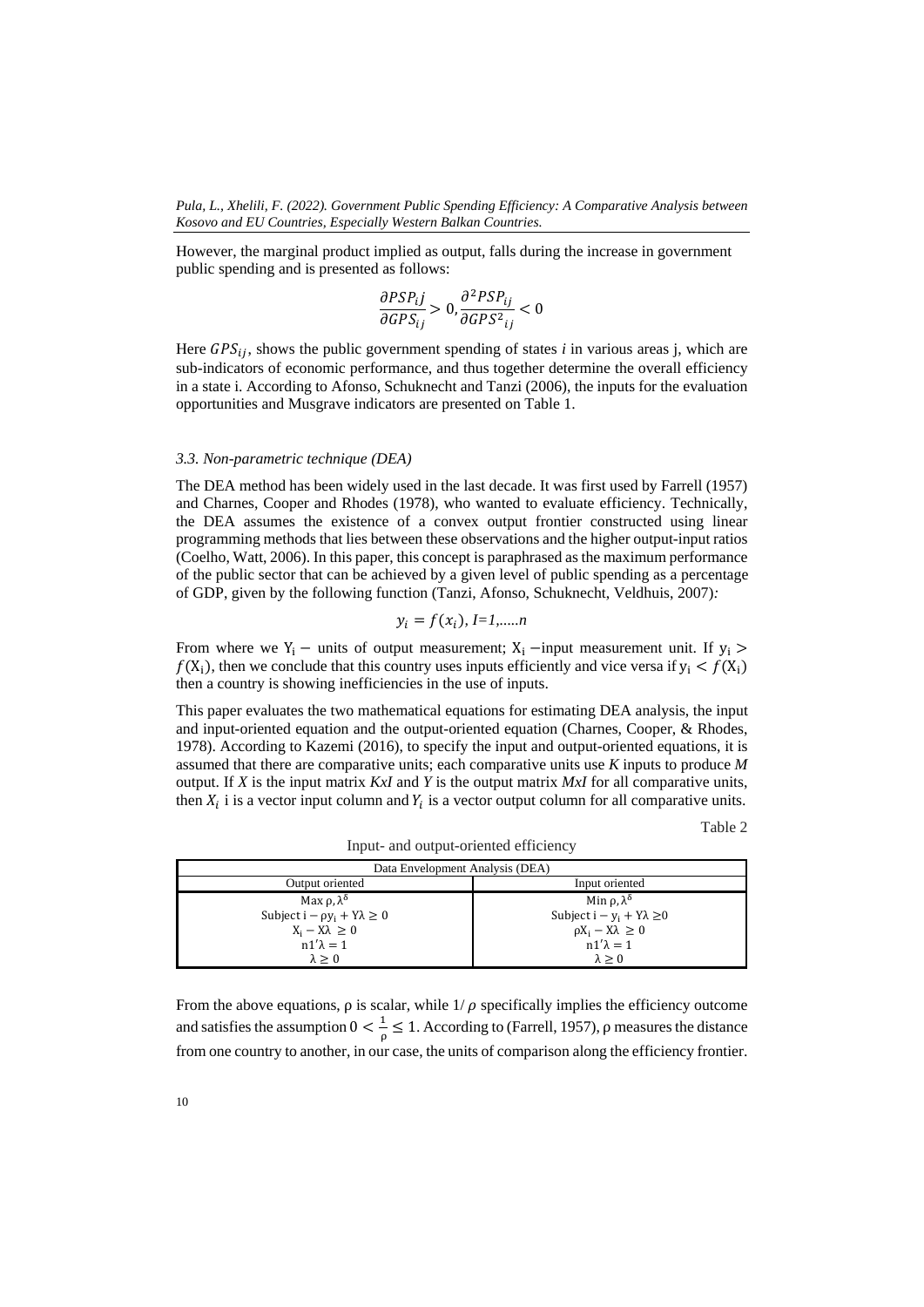However, the marginal product implied as output, falls during the increase in government public spending and is presented as follows:

$$\frac{\partial PSP_i j}{\partial GPS_{ij}} > 0, \frac{\partial^2 PSP_{ij}}{\partial GPS^2{}_{ij}} < 0$$

Here $GPS_{ij}$, shows the public government spending of states *i* in various areas j, which are sub-indicators of economic performance, and thus together determine the overall efficiency in a state i. According to Afonso, Schuknecht and Tanzi (2006), the inputs for the evaluation opportunities and Musgrave indicators are presented on Table 1.

### *3.3. Non-parametric technique (DEA)*

The DEA method has been widely used in the last decade. It was first used by Farrell (1957) and Charnes, Cooper and Rhodes (1978), who wanted to evaluate efficiency. Technically, the DEA assumes the existence of a convex output frontier constructed using linear programming methods that lies between these observations and the higher output-input ratios (Coelho, Watt, 2006). In this paper, this concept is paraphrased as the maximum performance of the public sector that can be achieved by a given level of public spending as a percentage of GDP, given by the following function (Tanzi, Afonso, Schuknecht, Veldhuis, 2007)*:*

$$y_i = f(x_i),\ I=1,.....n$$

From where we $Y_i -$ units of output measurement; $X_i -$input measurement unit. If $y_i > f(X_i)$, then we conclude that this country uses inputs efficiently and vice versa if $y_i < f(X_i)$ then a country is showing inefficiencies in the use of inputs.

This paper evaluates the two mathematical equations for estimating DEA analysis, the input and input-oriented equation and the output-oriented equation (Charnes, Cooper, & Rhodes, 1978). According to Kazemi (2016), to specify the input and output-oriented equations, it is assumed that there are comparative units; each comparative units use *K* inputs to produce *M* output. If *X* is the input matrix *KxI* and *Y* is the output matrix *MxI* for all comparative units, then $X_i$ i is a vector input column and $Y_i$ is a vector output column for all comparative units.

Table 2

Input- and output-oriented efficiency

| Data Envelopment Analysis (DEA) | |
|---|---|
| Output oriented | Input oriented |
| $\text{Max } \rho, \lambda^{\delta}$ | $\text{Min } \rho, \lambda^{\delta}$ |
| $\text{Subject } i - \rho y_i + Y\lambda \geq 0$ | $\text{Subject } i - y_i + Y\lambda \geq 0$ |
| $X_i - X\lambda \geq 0$ | $\rho X_i - X\lambda \geq 0$ |
| $n1'\lambda = 1$ | $n1'\lambda = 1$ |
| $\lambda \geq 0$ | $\lambda \geq 0$ |

From the above equations, ρ is scalar, while $1/\rho$ specifically implies the efficiency outcome and satisfies the assumption $0 < \frac{1}{\rho} \leq 1$. According to (Farrell, 1957), ρ measures the distance from one country to another, in our case, the units of comparison along the efficiency frontier.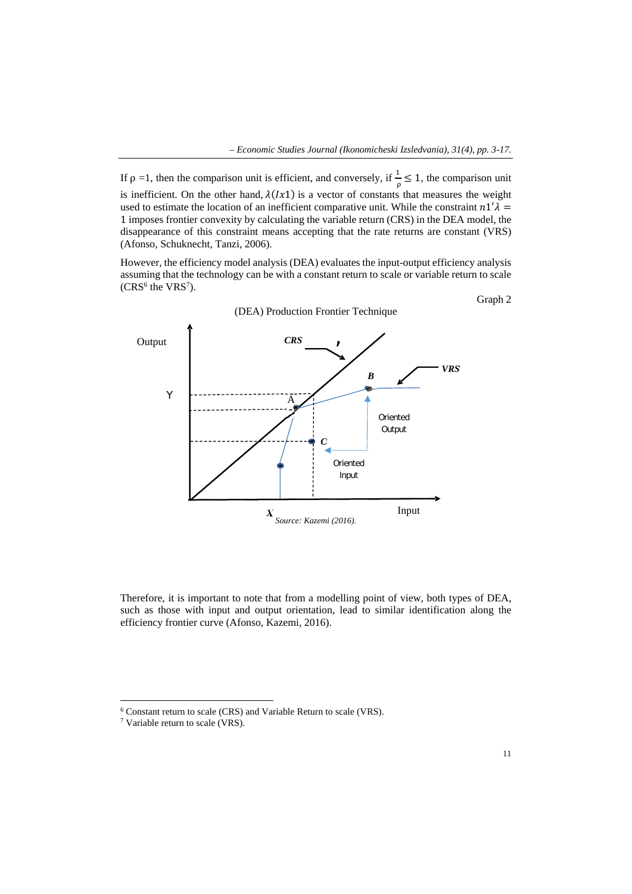If ρ =1, then the comparison unit is efficient, and conversely, if $\frac{1}{\rho} \leq 1$, the comparison unit is inefficient. On the other hand, $\lambda(Ix1)$ is a vector of constants that measures the weight used to estimate the location of an inefficient comparative unit. While the constraint $n1'\lambda = 1$ imposes frontier convexity by calculating the variable return (CRS) in the DEA model, the disappearance of this constraint means accepting that the rate returns are constant (VRS) (Afonso, Schuknecht, Tanzi, 2006).

However, the efficiency model analysis (DEA) evaluates the input-output efficiency analysis assuming that the technology can be with a constant return to scale or variable return to scale (CRS[6] the VRS[7]).

Graph 2

(DEA) Production Frontier Technique

*Source: Kazemi (2016).*

Therefore, it is important to note that from a modelling point of view, both types of DEA, such as those with input and output orientation, lead to similar identification along the efficiency frontier curve (Afonso, Kazemi, 2016).

---

[6] Constant return to scale (CRS) and Variable Return to scale (VRS).

[7] Variable return to scale (VRS).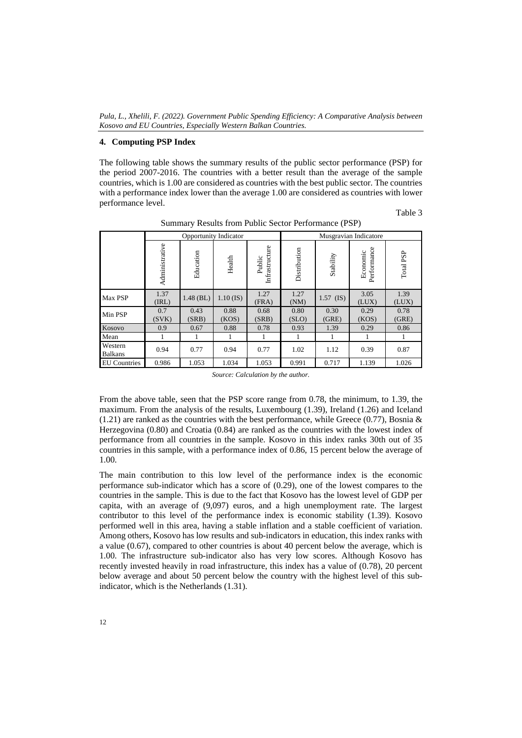## 4. Computing PSP Index

The following table shows the summary results of the public sector performance (PSP) for the period 2007-2016. The countries with a better result than the average of the sample countries, which is 1.00 are considered as countries with the best public sector. The countries with a performance index lower than the average 1.00 are considered as countries with lower performance level.

Table 3

Summary Results from Public Sector Performance (PSP)

| | Opportunity Indicator | | | | Musgravian Indicatore | | | |
|---|---|---|---|---|---|---|---|---|
| | Administrative | Education | Health | Public Infrastructure | Distribution | Stability | Economic Performance | Total PSP |
| Max PSP | 1.37 (IRL) | 1.48 (BL) | 1.10 (IS) | 1.27 (FRA) | 1.27 (NM) | 1.57 (IS) | 3.05 (LUX) | 1.39 (LUX) |
| Min PSP | 0.7 (SVK) | 0.43 (SRB) | 0.88 (KOS) | 0.68 (SRB) | 0.80 (SLO) | 0.30 (GRE) | 0.29 (KOS) | 0.78 (GRE) |
| Kosovo | 0.9 | 0.67 | 0.88 | 0.78 | 0.93 | 1.39 | 0.29 | 0.86 |
| Mean | 1 | 1 | 1 | 1 | 1 | 1 | 1 | 1 |
| Western Balkans | 0.94 | 0.77 | 0.94 | 0.77 | 1.02 | 1.12 | 0.39 | 0.87 |
| EU Countries | 0.986 | 1.053 | 1.034 | 1.053 | 0.991 | 0.717 | 1.139 | 1.026 |

*Source: Calculation by the author.*

From the above table, seen that the PSP score range from 0.78, the minimum, to 1.39, the maximum. From the analysis of the results, Luxembourg (1.39), Ireland (1.26) and Iceland (1.21) are ranked as the countries with the best performance, while Greece (0.77), Bosnia & Herzegovina (0.80) and Croatia (0.84) are ranked as the countries with the lowest index of performance from all countries in the sample. Kosovo in this index ranks 30th out of 35 countries in this sample, with a performance index of 0.86, 15 percent below the average of 1.00.

The main contribution to this low level of the performance index is the economic performance sub-indicator which has a score of (0.29), one of the lowest compares to the countries in the sample. This is due to the fact that Kosovo has the lowest level of GDP per capita, with an average of (9,097) euros, and a high unemployment rate. The largest contributor to this level of the performance index is economic stability (1.39). Kosovo performed well in this area, having a stable inflation and a stable coefficient of variation. Among others, Kosovo has low results and sub-indicators in education, this index ranks with a value (0.67), compared to other countries is about 40 percent below the average, which is 1.00. The infrastructure sub-indicator also has very low scores. Although Kosovo has recently invested heavily in road infrastructure, this index has a value of (0.78), 20 percent below average and about 50 percent below the country with the highest level of this sub-indicator, which is the Netherlands (1.31).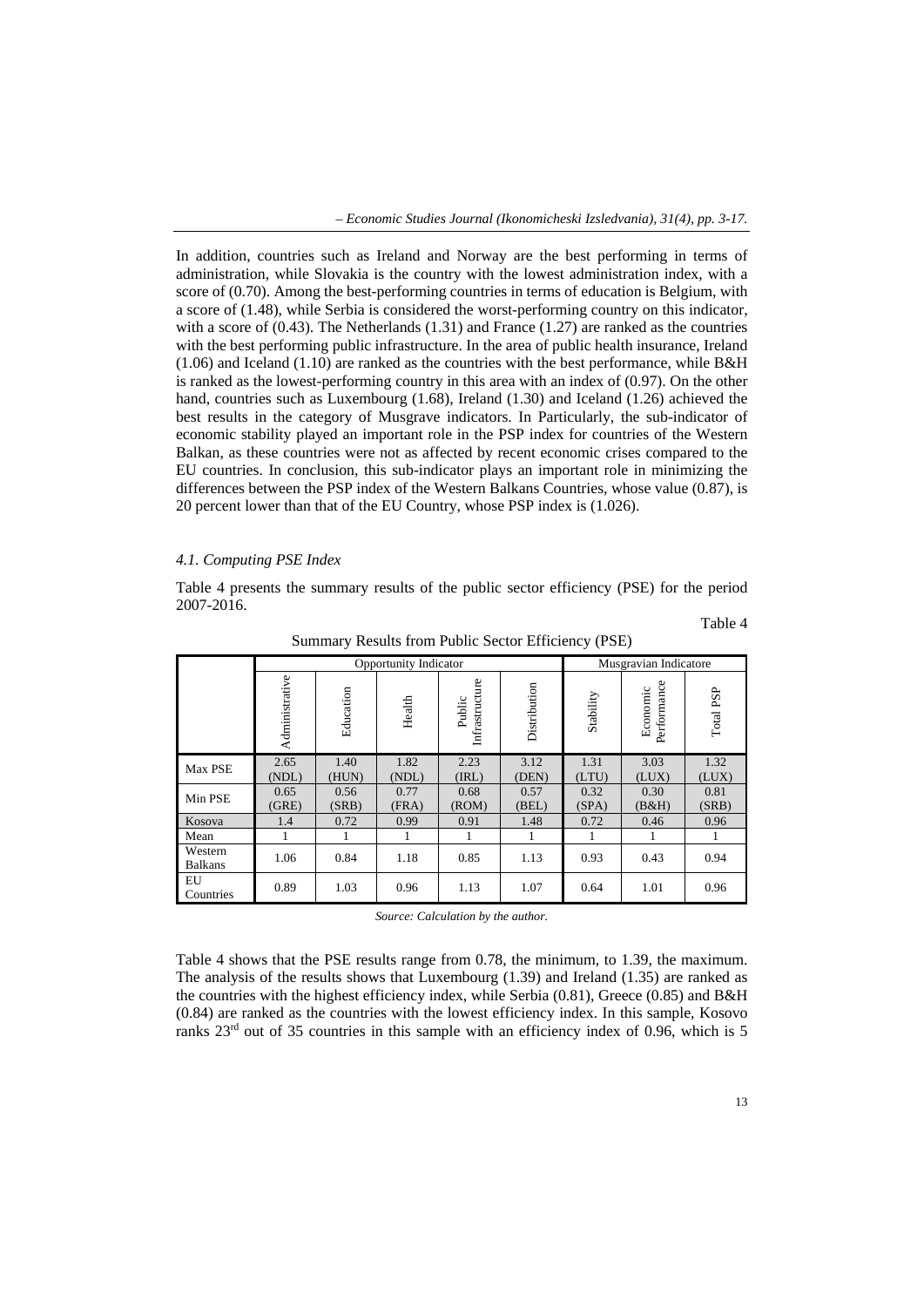In addition, countries such as Ireland and Norway are the best performing in terms of administration, while Slovakia is the country with the lowest administration index, with a score of (0.70). Among the best-performing countries in terms of education is Belgium, with a score of (1.48), while Serbia is considered the worst-performing country on this indicator, with a score of (0.43). The Netherlands (1.31) and France (1.27) are ranked as the countries with the best performing public infrastructure. In the area of public health insurance, Ireland (1.06) and Iceland (1.10) are ranked as the countries with the best performance, while B&H is ranked as the lowest-performing country in this area with an index of (0.97). On the other hand, countries such as Luxembourg (1.68), Ireland (1.30) and Iceland (1.26) achieved the best results in the category of Musgrave indicators. In Particularly, the sub-indicator of economic stability played an important role in the PSP index for countries of the Western Balkan, as these countries were not as affected by recent economic crises compared to the EU countries. In conclusion, this sub-indicator plays an important role in minimizing the differences between the PSP index of the Western Balkans Countries, whose value (0.87), is 20 percent lower than that of the EU Country, whose PSP index is (1.026).

### *4.1. Computing PSE Index*

Table 4 presents the summary results of the public sector efficiency (PSE) for the period 2007-2016.

Table 4

Summary Results from Public Sector Efficiency (PSE)

| | Opportunity Indicator | | | | | Musgravian Indicatore | | |
|---|---|---|---|---|---|---|---|---|
| | Administrative | Education | Health | Public Infrastructure | Distribution | Stability | Economic Performance | Total PSP |
| Max PSE | 2.65 (NDL) | 1.40 (HUN) | 1.82 (NDL) | 2.23 (IRL) | 3.12 (DEN) | 1.31 (LTU) | 3.03 (LUX) | 1.32 (LUX) |
| Min PSE | 0.65 (GRE) | 0.56 (SRB) | 0.77 (FRA) | 0.68 (ROM) | 0.57 (BEL) | 0.32 (SPA) | 0.30 (B&H) | 0.81 (SRB) |
| Kosova | 1.4 | 0.72 | 0.99 | 0.91 | 1.48 | 0.72 | 0.46 | 0.96 |
| Mean | 1 | 1 | 1 | 1 | 1 | 1 | 1 | 1 |
| Western Balkans | 1.06 | 0.84 | 1.18 | 0.85 | 1.13 | 0.93 | 0.43 | 0.94 |
| EU Countries | 0.89 | 1.03 | 0.96 | 1.13 | 1.07 | 0.64 | 1.01 | 0.96 |

*Source: Calculation by the author.*

Table 4 shows that the PSE results range from 0.78, the minimum, to 1.39, the maximum. The analysis of the results shows that Luxembourg (1.39) and Ireland (1.35) are ranked as the countries with the highest efficiency index, while Serbia (0.81), Greece (0.85) and B&H (0.84) are ranked as the countries with the lowest efficiency index. In this sample, Kosovo ranks 23rd out of 35 countries in this sample with an efficiency index of 0.96, which is 5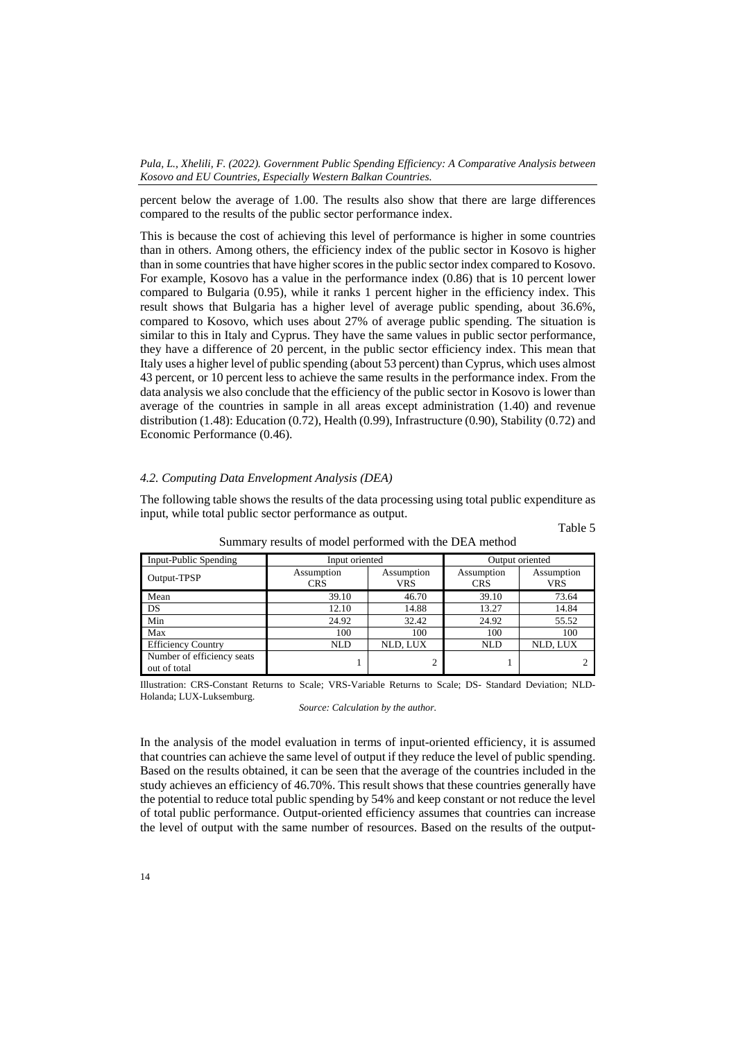percent below the average of 1.00. The results also show that there are large differences compared to the results of the public sector performance index.

This is because the cost of achieving this level of performance is higher in some countries than in others. Among others, the efficiency index of the public sector in Kosovo is higher than in some countries that have higher scores in the public sector index compared to Kosovo. For example, Kosovo has a value in the performance index (0.86) that is 10 percent lower compared to Bulgaria (0.95), while it ranks 1 percent higher in the efficiency index. This result shows that Bulgaria has a higher level of average public spending, about 36.6%, compared to Kosovo, which uses about 27% of average public spending. The situation is similar to this in Italy and Cyprus. They have the same values in public sector performance, they have a difference of 20 percent, in the public sector efficiency index. This mean that Italy uses a higher level of public spending (about 53 percent) than Cyprus, which uses almost 43 percent, or 10 percent less to achieve the same results in the performance index. From the data analysis we also conclude that the efficiency of the public sector in Kosovo is lower than average of the countries in sample in all areas except administration (1.40) and revenue distribution (1.48): Education (0.72), Health (0.99), Infrastructure (0.90), Stability (0.72) and Economic Performance (0.46).

### *4.2. Computing Data Envelopment Analysis (DEA)*

The following table shows the results of the data processing using total public expenditure as input, while total public sector performance as output.

Table 5

Summary results of model performed with the DEA method

| Input-Public Spending | Input oriented | | Output oriented | |
|---|---|---|---|---|
| Output-TPSP | Assumption CRS | Assumption VRS | Assumption CRS | Assumption VRS |
| Mean | 39.10 | 46.70 | 39.10 | 73.64 |
| DS | 12.10 | 14.88 | 13.27 | 14.84 |
| Min | 24.92 | 32.42 | 24.92 | 55.52 |
| Max | 100 | 100 | 100 | 100 |
| Efficiency Country | NLD | NLD, LUX | NLD | NLD, LUX |
| Number of efficiency seats out of total | 1 | 2 | 1 | 2 |

Illustration: CRS-Constant Returns to Scale; VRS-Variable Returns to Scale; DS- Standard Deviation; NLD-Holanda; LUX-Luksemburg.

*Source: Calculation by the author.*

In the analysis of the model evaluation in terms of input-oriented efficiency, it is assumed that countries can achieve the same level of output if they reduce the level of public spending. Based on the results obtained, it can be seen that the average of the countries included in the study achieves an efficiency of 46.70%. This result shows that these countries generally have the potential to reduce total public spending by 54% and keep constant or not reduce the level of total public performance. Output-oriented efficiency assumes that countries can increase the level of output with the same number of resources. Based on the results of the output-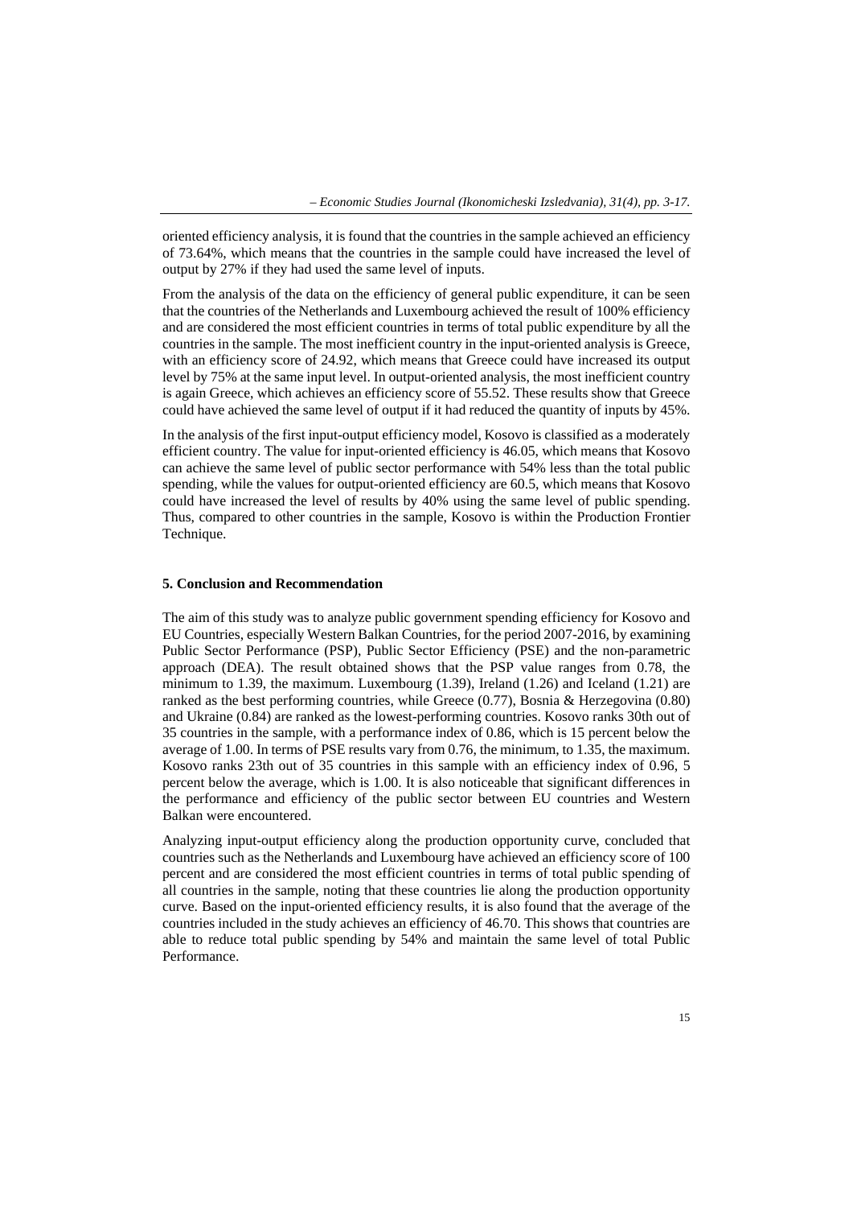oriented efficiency analysis, it is found that the countries in the sample achieved an efficiency of 73.64%, which means that the countries in the sample could have increased the level of output by 27% if they had used the same level of inputs.

From the analysis of the data on the efficiency of general public expenditure, it can be seen that the countries of the Netherlands and Luxembourg achieved the result of 100% efficiency and are considered the most efficient countries in terms of total public expenditure by all the countries in the sample. The most inefficient country in the input-oriented analysis is Greece, with an efficiency score of 24.92, which means that Greece could have increased its output level by 75% at the same input level. In output-oriented analysis, the most inefficient country is again Greece, which achieves an efficiency score of 55.52. These results show that Greece could have achieved the same level of output if it had reduced the quantity of inputs by 45%.

In the analysis of the first input-output efficiency model, Kosovo is classified as a moderately efficient country. The value for input-oriented efficiency is 46.05, which means that Kosovo can achieve the same level of public sector performance with 54% less than the total public spending, while the values for output-oriented efficiency are 60.5, which means that Kosovo could have increased the level of results by 40% using the same level of public spending. Thus, compared to other countries in the sample, Kosovo is within the Production Frontier Technique.

## 5. Conclusion and Recommendation

The aim of this study was to analyze public government spending efficiency for Kosovo and EU Countries, especially Western Balkan Countries, for the period 2007-2016, by examining Public Sector Performance (PSP), Public Sector Efficiency (PSE) and the non-parametric approach (DEA). The result obtained shows that the PSP value ranges from 0.78, the minimum to 1.39, the maximum. Luxembourg (1.39), Ireland (1.26) and Iceland (1.21) are ranked as the best performing countries, while Greece (0.77), Bosnia & Herzegovina (0.80) and Ukraine (0.84) are ranked as the lowest-performing countries. Kosovo ranks 30th out of 35 countries in the sample, with a performance index of 0.86, which is 15 percent below the average of 1.00. In terms of PSE results vary from 0.76, the minimum, to 1.35, the maximum. Kosovo ranks 23th out of 35 countries in this sample with an efficiency index of 0.96, 5 percent below the average, which is 1.00. It is also noticeable that significant differences in the performance and efficiency of the public sector between EU countries and Western Balkan were encountered.

Analyzing input-output efficiency along the production opportunity curve, concluded that countries such as the Netherlands and Luxembourg have achieved an efficiency score of 100 percent and are considered the most efficient countries in terms of total public spending of all countries in the sample, noting that these countries lie along the production opportunity curve. Based on the input-oriented efficiency results, it is also found that the average of the countries included in the study achieves an efficiency of 46.70. This shows that countries are able to reduce total public spending by 54% and maintain the same level of total Public Performance.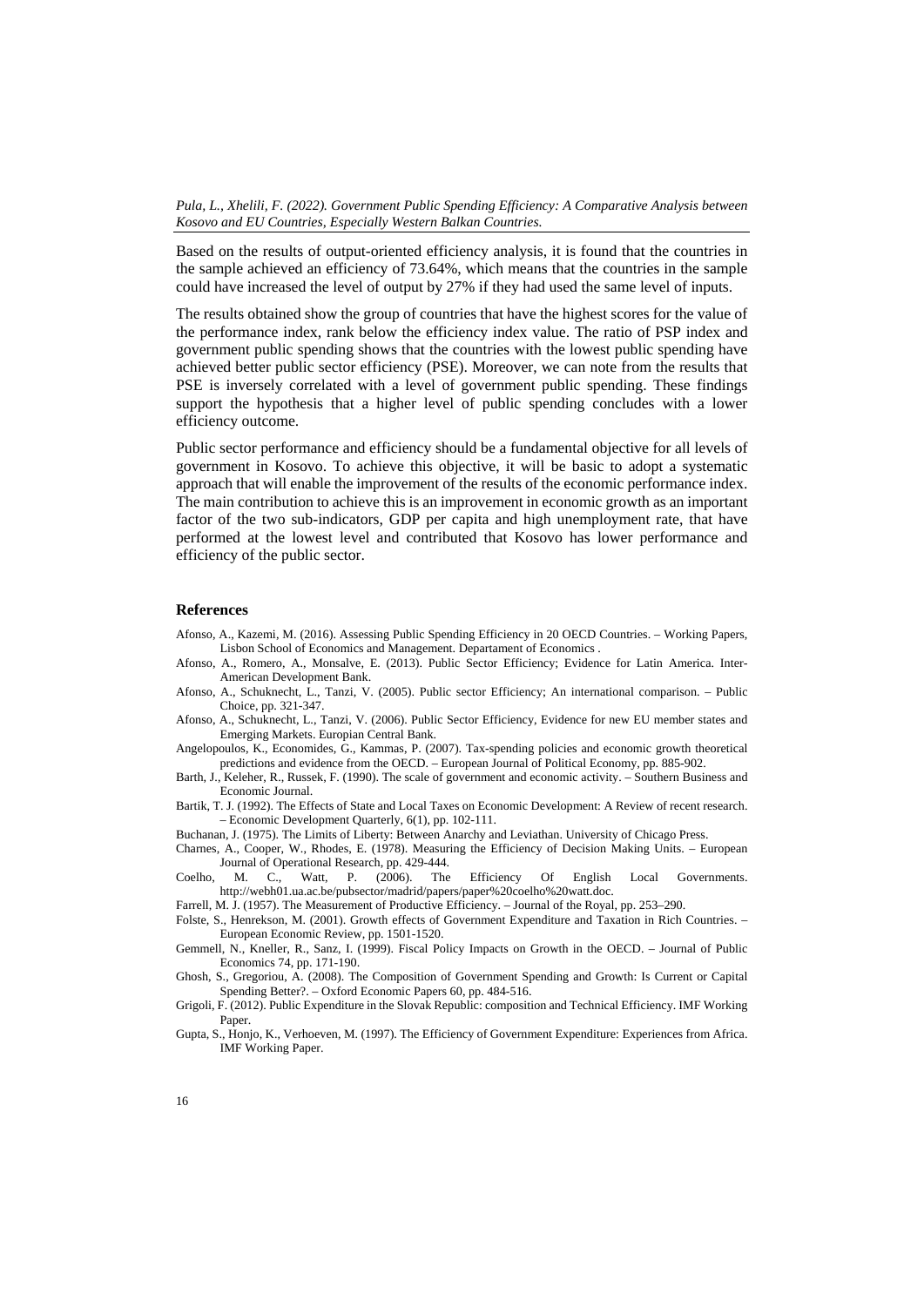Based on the results of output-oriented efficiency analysis, it is found that the countries in the sample achieved an efficiency of 73.64%, which means that the countries in the sample could have increased the level of output by 27% if they had used the same level of inputs.

The results obtained show the group of countries that have the highest scores for the value of the performance index, rank below the efficiency index value. The ratio of PSP index and government public spending shows that the countries with the lowest public spending have achieved better public sector efficiency (PSE). Moreover, we can note from the results that PSE is inversely correlated with a level of government public spending. These findings support the hypothesis that a higher level of public spending concludes with a lower efficiency outcome.

Public sector performance and efficiency should be a fundamental objective for all levels of government in Kosovo. To achieve this objective, it will be basic to adopt a systematic approach that will enable the improvement of the results of the economic performance index. The main contribution to achieve this is an improvement in economic growth as an important factor of the two sub-indicators, GDP per capita and high unemployment rate, that have performed at the lowest level and contributed that Kosovo has lower performance and efficiency of the public sector.

## References

Afonso, A., Kazemi, M. (2016). Assessing Public Spending Efficiency in 20 OECD Countries. – Working Papers, Lisbon School of Economics and Management. Departament of Economics .

Afonso, A., Romero, A., Monsalve, E. (2013). Public Sector Efficiency; Evidence for Latin America. Inter-American Development Bank.

Afonso, A., Schuknecht, L., Tanzi, V. (2005). Public sector Efficiency; An international comparison. – Public Choice, pp. 321-347.

Afonso, A., Schuknecht, L., Tanzi, V. (2006). Public Sector Efficiency, Evidence for new EU member states and Emerging Markets. Europian Central Bank.

Angelopoulos, K., Economides, G., Kammas, P. (2007). Tax-spending policies and economic growth theoretical predictions and evidence from the OECD. – European Journal of Political Economy, pp. 885-902.

Barth, J., Keleher, R., Russek, F. (1990). The scale of government and economic activity. – Southern Business and Economic Journal.

Bartik, T. J. (1992). The Effects of State and Local Taxes on Economic Development: A Review of recent research. – Economic Development Quarterly, 6(1), pp. 102-111.

Buchanan, J. (1975). The Limits of Liberty: Between Anarchy and Leviathan. University of Chicago Press.

Charnes, A., Cooper, W., Rhodes, E. (1978). Measuring the Efficiency of Decision Making Units. – European Journal of Operational Research, pp. 429-444.

Coelho, M. C., Watt, P. (2006). The Efficiency Of English Local Governments. http://webh01.ua.ac.be/pubsector/madrid/papers/paper%20coelho%20watt.doc.

Farrell, M. J. (1957). The Measurement of Productive Efficiency. – Journal of the Royal, pp. 253–290.

Folste, S., Henrekson, M. (2001). Growth effects of Government Expenditure and Taxation in Rich Countries. – European Economic Review, pp. 1501-1520.

Gemmell, N., Kneller, R., Sanz, I. (1999). Fiscal Policy Impacts on Growth in the OECD. – Journal of Public Economics 74, pp. 171-190.

Ghosh, S., Gregoriou, A. (2008). The Composition of Government Spending and Growth: Is Current or Capital Spending Better?. – Oxford Economic Papers 60, pp. 484-516.

Grigoli, F. (2012). Public Expenditure in the Slovak Republic: composition and Technical Efficiency. IMF Working Paper.

Gupta, S., Honjo, K., Verhoeven, M. (1997). The Efficiency of Government Expenditure: Experiences from Africa. IMF Working Paper.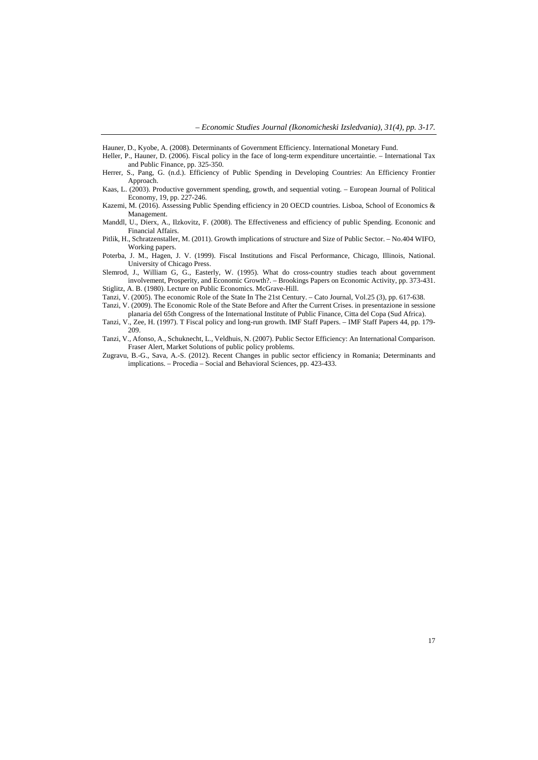Hauner, D., Kyobe, A. (2008). Determinants of Government Efficiency. International Monetary Fund.

Heller, P., Hauner, D. (2006). Fiscal policy in the face of long-term expenditure uncertaintie. – International Tax and Public Finance, pp. 325-350.

Herrer, S., Pang, G. (n.d.). Efficiency of Public Spending in Developing Countries: An Efficiency Frontier Approach.

Kaas, L. (2003). Productive government spending, growth, and sequential voting. – European Journal of Political Economy, 19, pp. 227-246.

Kazemi, M. (2016). Assessing Public Spending efficiency in 20 OECD countries. Lisboa, School of Economics & Management.

Manddl, U., Dierx, A., Ilzkovitz, F. (2008). The Effectiveness and efficiency of public Spending. Econonic and Financial Affairs.

Pitlik, H., Schratzenstaller, M. (2011). Growth implications of structure and Size of Public Sector. – No.404 WIFO, Working papers.

Poterba, J. M., Hagen, J. V. (1999). Fiscal Institutions and Fiscal Performance, Chicago, Illinois, National. University of Chicago Press.

Slemrod, J., William G, G., Easterly, W. (1995). What do cross-country studies teach about government involvement, Prosperity, and Economic Growth?. – Brookings Papers on Economic Activity, pp. 373-431.

Stiglitz, A. B. (1980). Lecture on Public Economics. McGrave-Hill.

Tanzi, V. (2005). The economic Role of the State In The 21st Century. – Cato Journal, Vol.25 (3), pp. 617-638.

Tanzi, V. (2009). The Economic Role of the State Before and After the Current Crises. in presentazione in sessione planaria del 65th Congress of the International Institute of Public Finance, Citta del Copa (Sud Africa).

Tanzi, V., Zee, H. (1997). T Fiscal policy and long-run growth. IMF Staff Papers. – IMF Staff Papers 44, pp. 179-209.

Tanzi, V., Afonso, A., Schuknecht, L., Veldhuis, N. (2007). Public Sector Efficiency: An International Comparison. Fraser Alert, Market Solutions of public policy problems.

Zugravu, B.-G., Sava, A.-S. (2012). Recent Changes in public sector efficiency in Romania; Determinants and implications. – Procedia – Social and Behavioral Sciences, pp. 423-433.